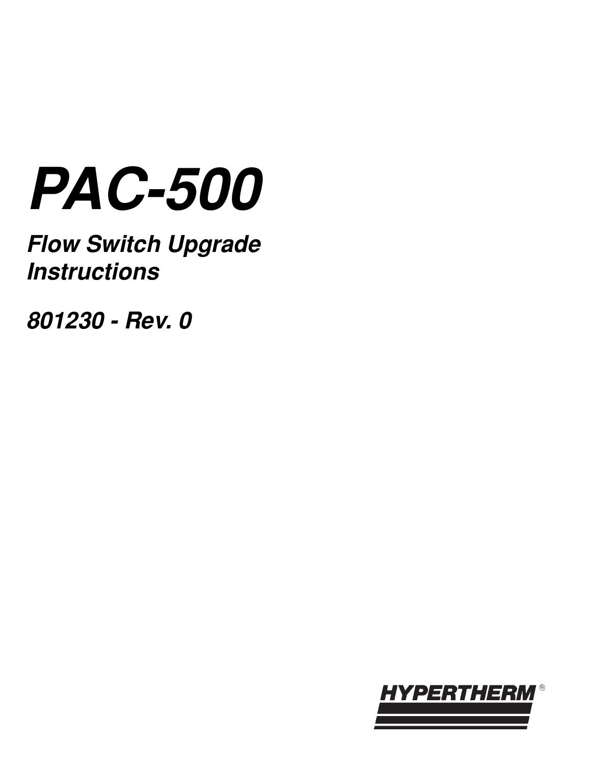# *PAC-500*

## *Flow Switch Upgrade Instructions*

***801230 - Rev. 0***

HYPERTHERM®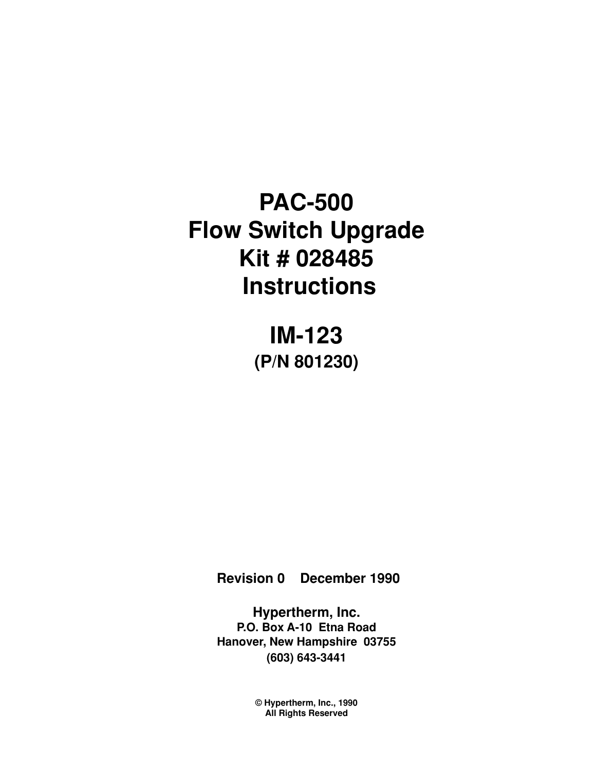# PAC-500
# Flow Switch Upgrade
# Kit # 028485
# Instructions

# IM-123

**(P/N 801230)**

**Revision 0 December 1990**

**Hypertherm, Inc.**
**P.O. Box A-10 Etna Road**
**Hanover, New Hampshire 03755**
**(603) 643-3441**

**© Hypertherm, Inc., 1990**
**All Rights Reserved**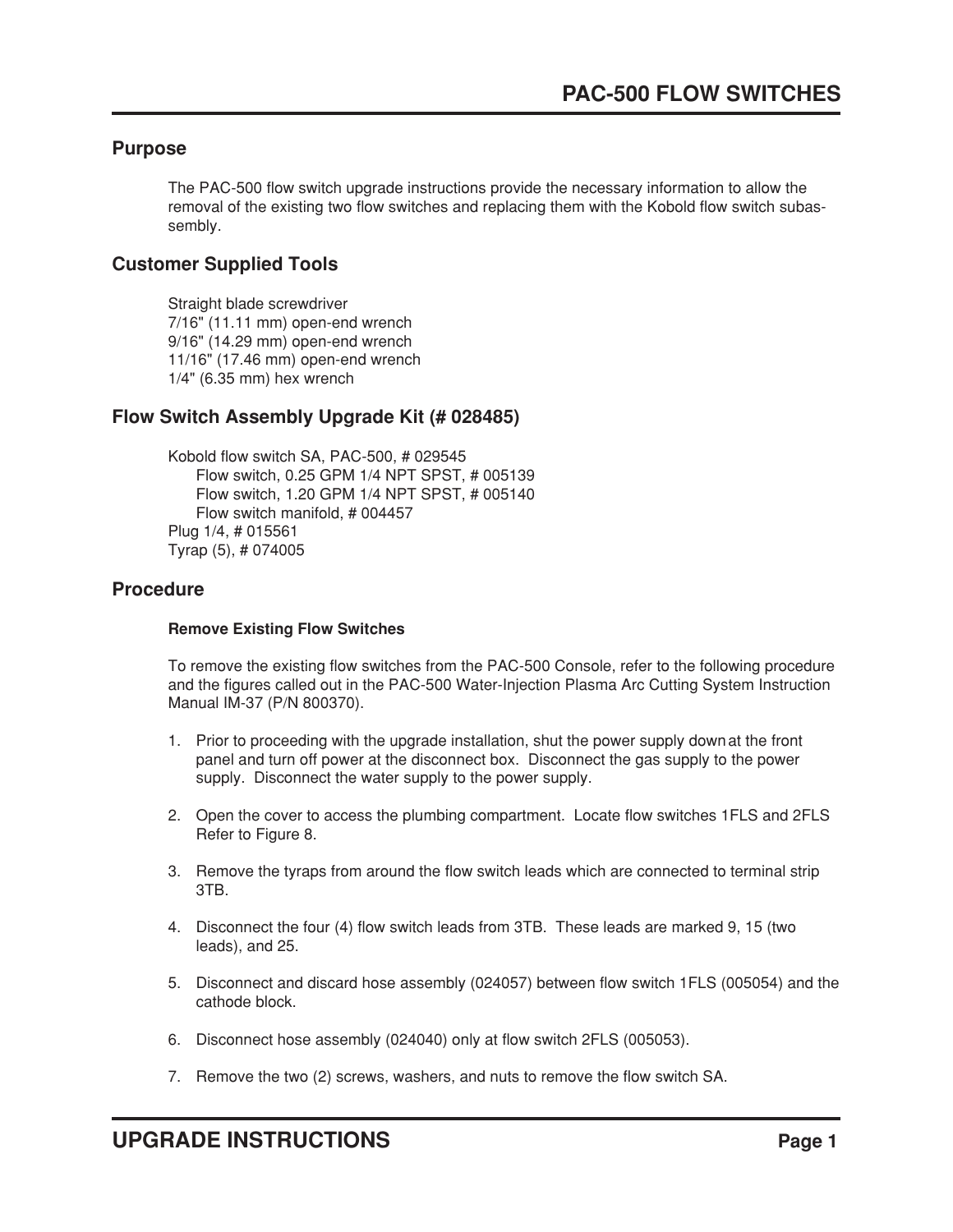## Purpose

The PAC-500 flow switch upgrade instructions provide the necessary information to allow the removal of the existing two flow switches and replacing them with the Kobold flow switch subassembly.

## Customer Supplied Tools

Straight blade screwdriver
7/16" (11.11 mm) open-end wrench
9/16" (14.29 mm) open-end wrench
11/16" (17.46 mm) open-end wrench
1/4" (6.35 mm) hex wrench

## Flow Switch Assembly Upgrade Kit (# 028485)

Kobold flow switch SA, PAC-500, # 029545
- Flow switch, 0.25 GPM 1/4 NPT SPST, # 005139
- Flow switch, 1.20 GPM 1/4 NPT SPST, # 005140
- Flow switch manifold, # 004457

Plug 1/4, # 015561
Tyrap (5), # 074005

## Procedure

### Remove Existing Flow Switches

To remove the existing flow switches from the PAC-500 Console, refer to the following procedure and the figures called out in the PAC-500 Water-Injection Plasma Arc Cutting System Instruction Manual IM-37 (P/N 800370).

1. Prior to proceeding with the upgrade installation, shut the power supply down at the front panel and turn off power at the disconnect box. Disconnect the gas supply to the power supply. Disconnect the water supply to the power supply.
2. Open the cover to access the plumbing compartment. Locate flow switches 1FLS and 2FLS Refer to Figure 8.
3. Remove the tyraps from around the flow switch leads which are connected to terminal strip 3TB.
4. Disconnect the four (4) flow switch leads from 3TB. These leads are marked 9, 15 (two leads), and 25.
5. Disconnect and discard hose assembly (024057) between flow switch 1FLS (005054) and the cathode block.
6. Disconnect hose assembly (024040) only at flow switch 2FLS (005053).
7. Remove the two (2) screws, washers, and nuts to remove the flow switch SA.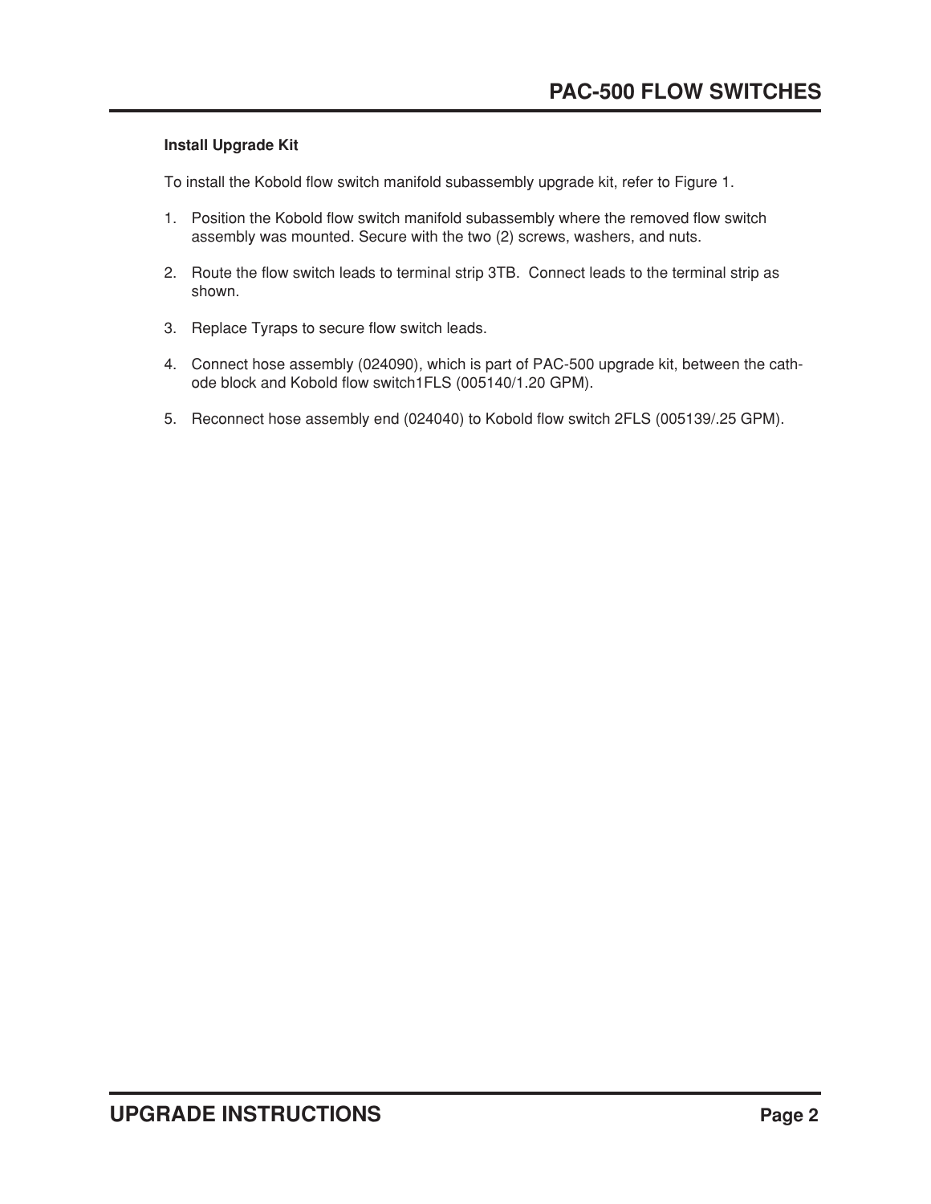### Install Upgrade Kit

To install the Kobold flow switch manifold subassembly upgrade kit, refer to Figure 1.

1. Position the Kobold flow switch manifold subassembly where the removed flow switch assembly was mounted. Secure with the two (2) screws, washers, and nuts.

2. Route the flow switch leads to terminal strip 3TB. Connect leads to the terminal strip as shown.

3. Replace Tyraps to secure flow switch leads.

4. Connect hose assembly (024090), which is part of PAC-500 upgrade kit, between the cathode block and Kobold flow switch1FLS (005140/1.20 GPM).

5. Reconnect hose assembly end (024040) to Kobold flow switch 2FLS (005139/.25 GPM).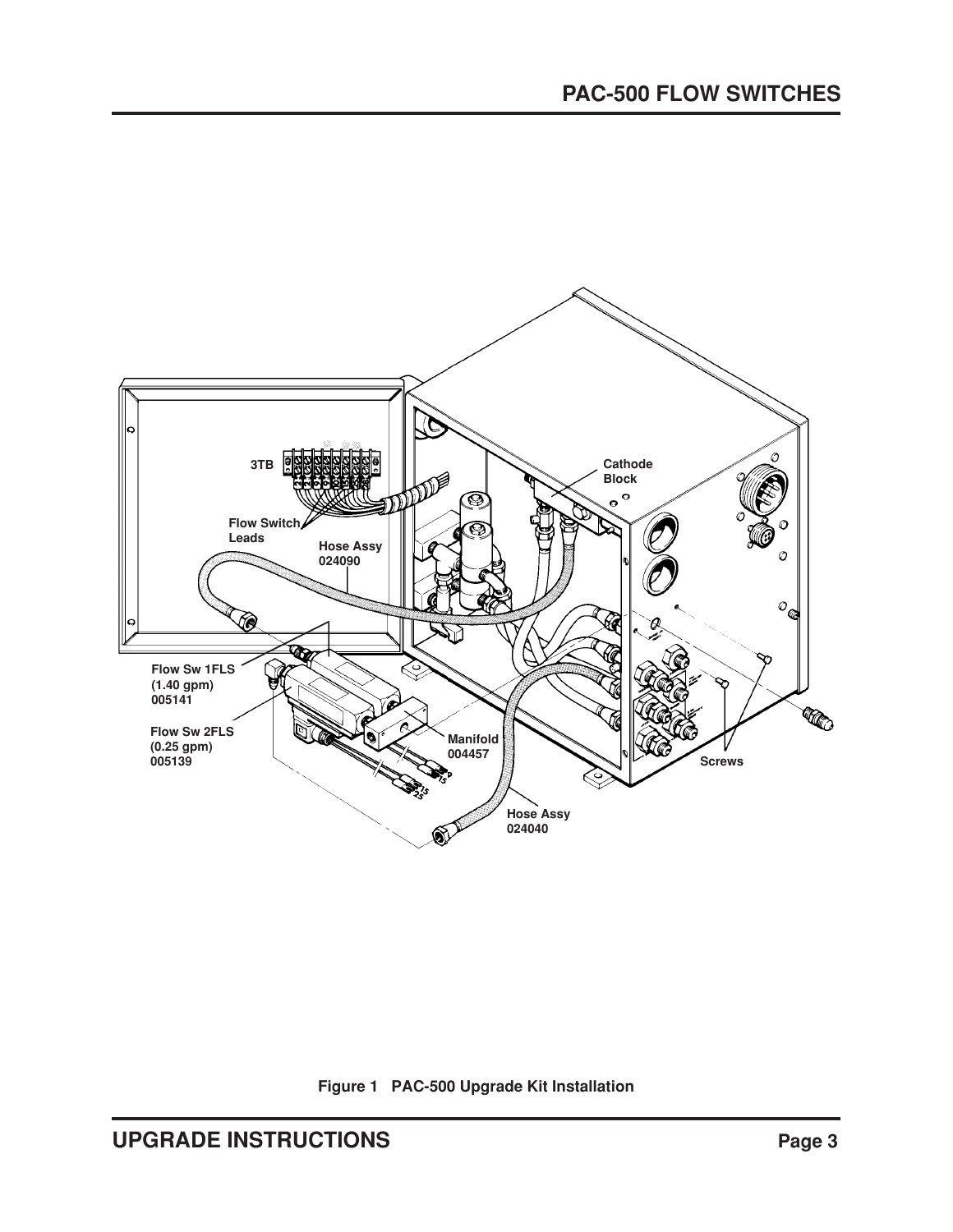3TB

Flow Switch Leads

Hose Assy 024090

Cathode Block

Flow Sw 1FLS (1.40 gpm) 005141

Flow Sw 2FLS (0.25 gpm) 005139

Manifold 004457

Screws

Hose Assy 024040

Figure 1 PAC-500 Upgrade Kit Installation